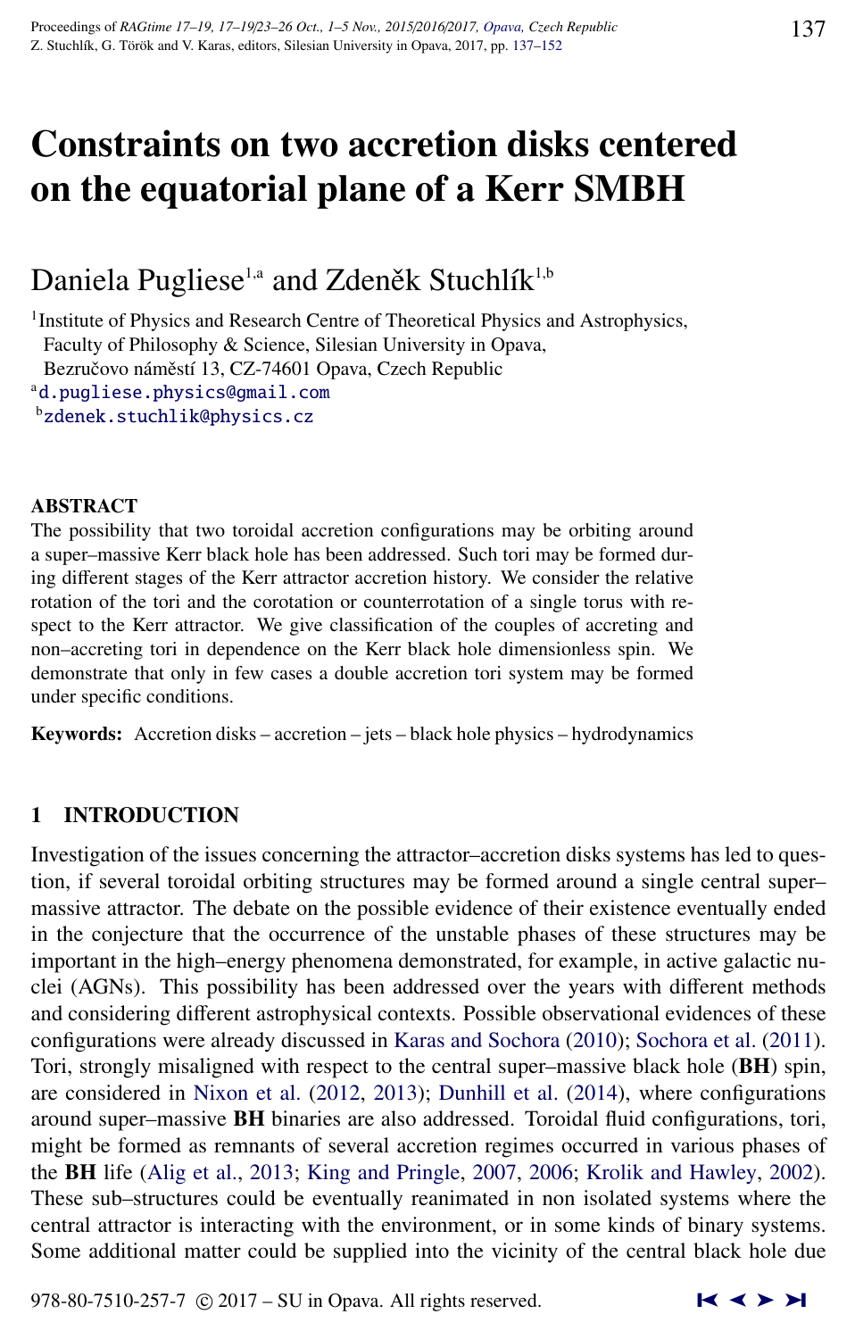# Constraints on two accretion disks centered on the equatorial plane of a Kerr SMBH

Daniela Pugliese[1,a] and Zdeněk Stuchlík[1,b]

[1]Institute of Physics and Research Centre of Theoretical Physics and Astrophysics, Faculty of Philosophy & Science, Silesian University in Opava, Bezručovo náměstí 13, CZ-74601 Opava, Czech Republic

[a]d.pugliese.physics@gmail.com

[b]zdenek.stuchlik@physics.cz

## ABSTRACT

The possibility that two toroidal accretion configurations may be orbiting around a super–massive Kerr black hole has been addressed. Such tori may be formed during different stages of the Kerr attractor accretion history. We consider the relative rotation of the tori and the corotation or counterrotation of a single torus with respect to the Kerr attractor. We give classification of the couples of accreting and non–accreting tori in dependence on the Kerr black hole dimensionless spin. We demonstrate that only in few cases a double accretion tori system may be formed under specific conditions.

**Keywords:** Accretion disks – accretion – jets – black hole physics – hydrodynamics

## 1 INTRODUCTION

Investigation of the issues concerning the attractor–accretion disks systems has led to question, if several toroidal orbiting structures may be formed around a single central super–massive attractor. The debate on the possible evidence of their existence eventually ended in the conjecture that the occurrence of the unstable phases of these structures may be important in the high–energy phenomena demonstrated, for example, in active galactic nuclei (AGNs). This possibility has been addressed over the years with different methods and considering different astrophysical contexts. Possible observational evidences of these configurations were already discussed in Karas and Sochora (2010); Sochora et al. (2011). Tori, strongly misaligned with respect to the central super–massive black hole (**BH**) spin, are considered in Nixon et al. (2012, 2013); Dunhill et al. (2014), where configurations around super–massive **BH** binaries are also addressed. Toroidal fluid configurations, tori, might be formed as remnants of several accretion regimes occurred in various phases of the **BH** life (Alig et al., 2013; King and Pringle, 2007, 2006; Krolik and Hawley, 2002). These sub–structures could be eventually reanimated in non isolated systems where the central attractor is interacting with the environment, or in some kinds of binary systems. Some additional matter could be supplied into the vicinity of the central black hole due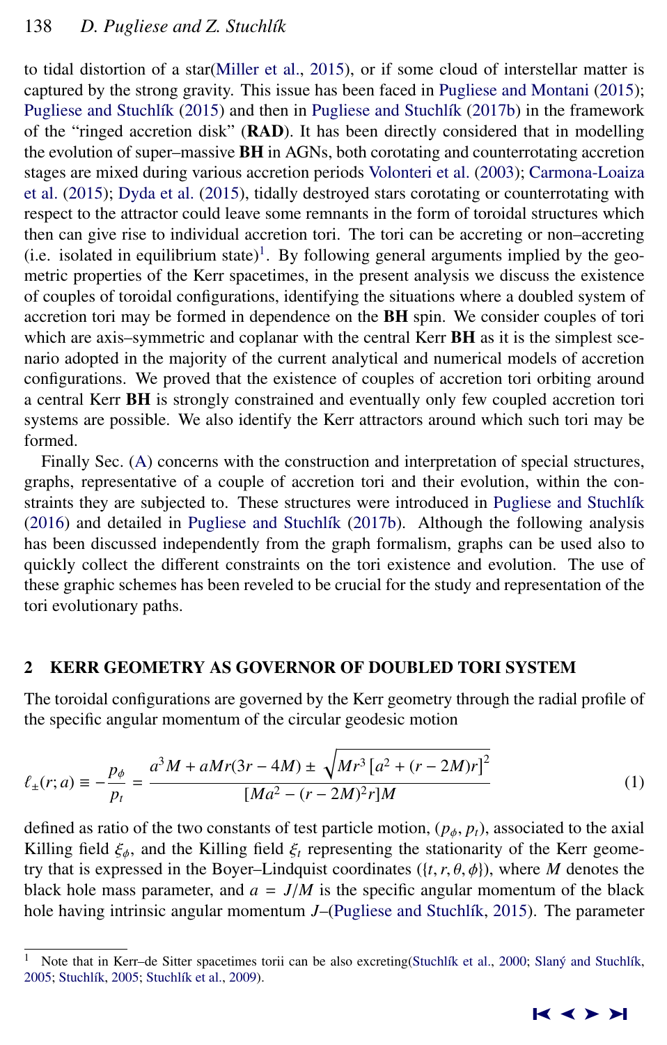to tidal distortion of a star(Miller et al., 2015), or if some cloud of interstellar matter is captured by the strong gravity. This issue has been faced in Pugliese and Montani (2015); Pugliese and Stuchlík (2015) and then in Pugliese and Stuchlík (2017b) in the framework of the "ringed accretion disk" (**RAD**). It has been directly considered that in modelling the evolution of super–massive **BH** in AGNs, both corotating and counterrotating accretion stages are mixed during various accretion periods Volonteri et al. (2003); Carmona-Loaiza et al. (2015); Dyda et al. (2015), tidally destroyed stars corotating or counterrotating with respect to the attractor could leave some remnants in the form of toroidal structures which then can give rise to individual accretion tori. The tori can be accreting or non–accreting (i.e. isolated in equilibrium state)[1]. By following general arguments implied by the geometric properties of the Kerr spacetimes, in the present analysis we discuss the existence of couples of toroidal configurations, identifying the situations where a doubled system of accretion tori may be formed in dependence on the **BH** spin. We consider couples of tori which are axis–symmetric and coplanar with the central Kerr **BH** as it is the simplest scenario adopted in the majority of the current analytical and numerical models of accretion configurations. We proved that the existence of couples of accretion tori orbiting around a central Kerr **BH** is strongly constrained and eventually only few coupled accretion tori systems are possible. We also identify the Kerr attractors around which such tori may be formed.

Finally Sec. (A) concerns with the construction and interpretation of special structures, graphs, representative of a couple of accretion tori and their evolution, within the constraints they are subjected to. These structures were introduced in Pugliese and Stuchlík (2016) and detailed in Pugliese and Stuchlík (2017b). Although the following analysis has been discussed independently from the graph formalism, graphs can be used also to quickly collect the different constraints on the tori existence and evolution. The use of these graphic schemes has been reveled to be crucial for the study and representation of the tori evolutionary paths.

## 2 KERR GEOMETRY AS GOVERNOR OF DOUBLED TORI SYSTEM

The toroidal configurations are governed by the Kerr geometry through the radial profile of the specific angular momentum of the circular geodesic motion

$$\ell_{\pm}(r;a) \equiv -\frac{p_{\phi}}{p_t} = \frac{a^3M + aMr(3r-4M) \pm \sqrt{Mr^3\left[a^2+(r-2M)r\right]^2}}{[Ma^2-(r-2M)^2r]M} \tag{1}$$

defined as ratio of the two constants of test particle motion, $(p_{\phi}, p_t)$, associated to the axial Killing field $\xi_{\phi}$, and the Killing field $\xi_t$ representing the stationarity of the Kerr geometry that is expressed in the Boyer–Lindquist coordinates ($\{t, r, \theta, \phi\}$), where $M$ denotes the black hole mass parameter, and $a = J/M$ is the specific angular momentum of the black hole having intrinsic angular momentum $J$–(Pugliese and Stuchlík, 2015). The parameter

[1] Note that in Kerr–de Sitter spacetimes torii can be also excreting(Stuchlík et al., 2000; Slaný and Stuchlík, 2005; Stuchlík, 2005; Stuchlík et al., 2009).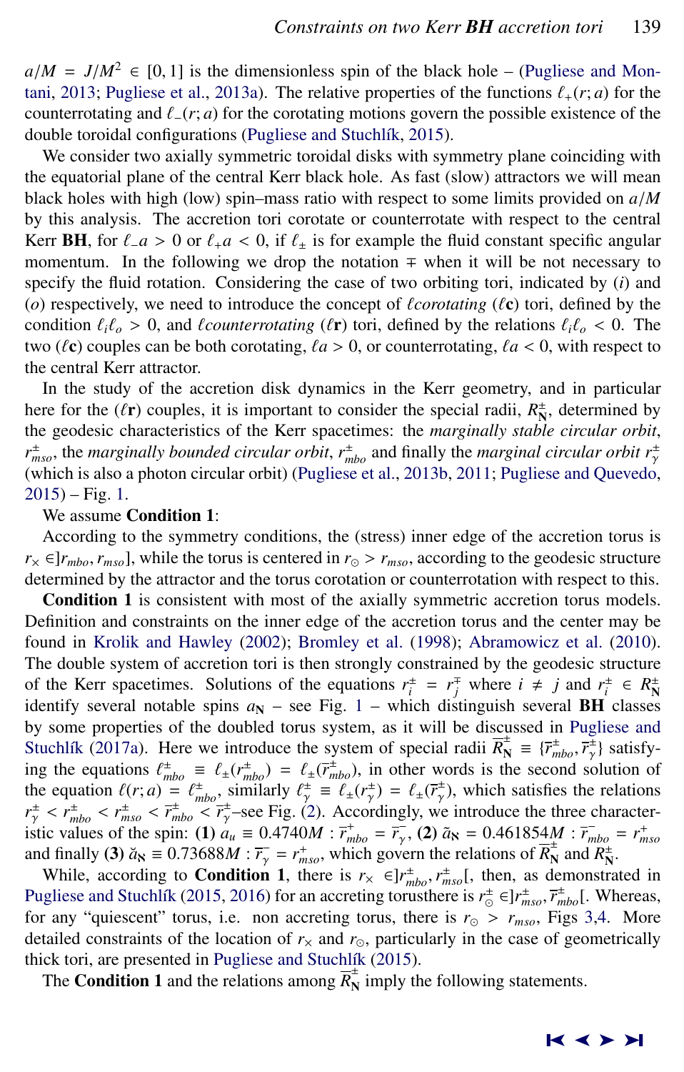$a/M = J/M^2 \in [0,1]$ is the dimensionless spin of the black hole – (Pugliese and Montani, 2013; Pugliese et al., 2013a). The relative properties of the functions $\ell_+(r;a)$ for the counterrotating and $\ell_-(r;a)$ for the corotating motions govern the possible existence of the double toroidal configurations (Pugliese and Stuchlík, 2015).

We consider two axially symmetric toroidal disks with symmetry plane coinciding with the equatorial plane of the central Kerr black hole. As fast (slow) attractors we will mean black holes with high (low) spin–mass ratio with respect to some limits provided on $a/M$ by this analysis. The accretion tori corotate or counterrotate with respect to the central Kerr **BH**, for $\ell_- a > 0$ or $\ell_+ a < 0$, if $\ell_\pm$ is for example the fluid constant specific angular momentum. In the following we drop the notation $\mp$ when it will be not necessary to specify the fluid rotation. Considering the case of two orbiting tori, indicated by $(i)$ and $(o)$ respectively, we need to introduce the concept of *ℓcorotating* (*ℓ***c**) tori, defined by the condition $\ell_i \ell_o > 0$, and *ℓcounterrotating* (*ℓ***r**) tori, defined by the relations $\ell_i \ell_o < 0$. The two (*ℓ***c**) couples can be both corotating, $\ell a > 0$, or counterrotating, $\ell a < 0$, with respect to the central Kerr attractor.

In the study of the accretion disk dynamics in the Kerr geometry, and in particular here for the (*ℓ***r**) couples, it is important to consider the special radii, $R^{\pm}_{\mathbf{N}}$, determined by the geodesic characteristics of the Kerr spacetimes: the *marginally stable circular orbit*, $r^{\pm}_{mso}$, the *marginally bounded circular orbit*, $r^{\pm}_{mbo}$ and finally the *marginal circular orbit* $r^{\pm}_{\gamma}$ (which is also a photon circular orbit) (Pugliese et al., 2013b, 2011; Pugliese and Quevedo, 2015) – Fig. 1.

We assume **Condition 1**:

According to the symmetry conditions, the (stress) inner edge of the accretion torus is $r_\times \in ]r_{mbo}, r_{mso}]$, while the torus is centered in $r_\odot > r_{mso}$, according to the geodesic structure determined by the attractor and the torus corotation or counterrotation with respect to this.

**Condition 1** is consistent with most of the axially symmetric accretion torus models. Definition and constraints on the inner edge of the accretion torus and the center may be found in Krolik and Hawley (2002); Bromley et al. (1998); Abramowicz et al. (2010). The double system of accretion tori is then strongly constrained by the geodesic structure of the Kerr spacetimes. Solutions of the equations $r^{\pm}_i = r^{\mp}_j$ where $i \neq j$ and $r^{\pm}_i \in R^{\pm}_{\mathbf{N}}$ identify several notable spins $a_{\mathbf{N}}$ – see Fig. 1 – which distinguish several **BH** classes by some properties of the doubled torus system, as it will be discussed in Pugliese and Stuchlík (2017a). Here we introduce the system of special radii $\overline{R}^{\pm}_{\mathbf{N}} \equiv \{\overline{r}^{\pm}_{mbo}, \overline{r}^{\pm}_{\gamma}\}$ satisfying the equations $\ell^{\pm}_{mbo} \equiv \ell_{\pm}(r^{\pm}_{mbo}) = \ell_{\pm}(\overline{r}^{\pm}_{mbo})$, in other words is the second solution of the equation $\ell(r;a) = \ell^{\pm}_{mbo}$, similarly $\ell^{\pm}_{\gamma} \equiv \ell_{\pm}(r^{\pm}_{\gamma}) = \ell_{\pm}(\overline{r}^{\pm}_{\gamma})$, which satisfies the relations $r^{\pm}_{\gamma} < r^{\pm}_{mbo} < r^{\pm}_{mso} < \overline{r}^{\pm}_{mbo} < \overline{r}^{\pm}_{\gamma}$–see Fig. (2). Accordingly, we introduce the three characteristic values of the spin: **(1)** $a_u \equiv 0.4740M : \overline{r}^{+}_{mbo} = \overline{r}^{-}_{\gamma}$, **(2)** $\tilde{a}_{\aleph} = 0.461854M : \overline{r}^{-}_{mbo} = r^{+}_{mso}$ and finally **(3)** $\breve{a}_{\aleph} \equiv 0.73688M : \overline{r}^{-}_{\gamma} = r^{+}_{mso}$, which govern the relations of $\overline{R}^{\pm}_{\mathbf{N}}$ and $R^{\pm}_{\mathbf{N}}$.

While, according to **Condition 1**, there is $r_\times \in ]r^{\pm}_{mbo}, r^{\pm}_{mso}[$, then, as demonstrated in Pugliese and Stuchlík (2015, 2016) for an accreting torusthere is $r^{\pm}_{\odot} \in ]r^{\pm}_{mso}, \overline{r}^{\pm}_{mbo}[$. Whereas, for any "quiescent" torus, i.e. non accreting torus, there is $r_\odot > r_{mso}$, Figs 3,4. More detailed constraints of the location of $r_\times$ and $r_\odot$, particularly in the case of geometrically thick tori, are presented in Pugliese and Stuchlík (2015).

The **Condition 1** and the relations among $\overline{R}^{\pm}_{\mathbf{N}}$ imply the following statements.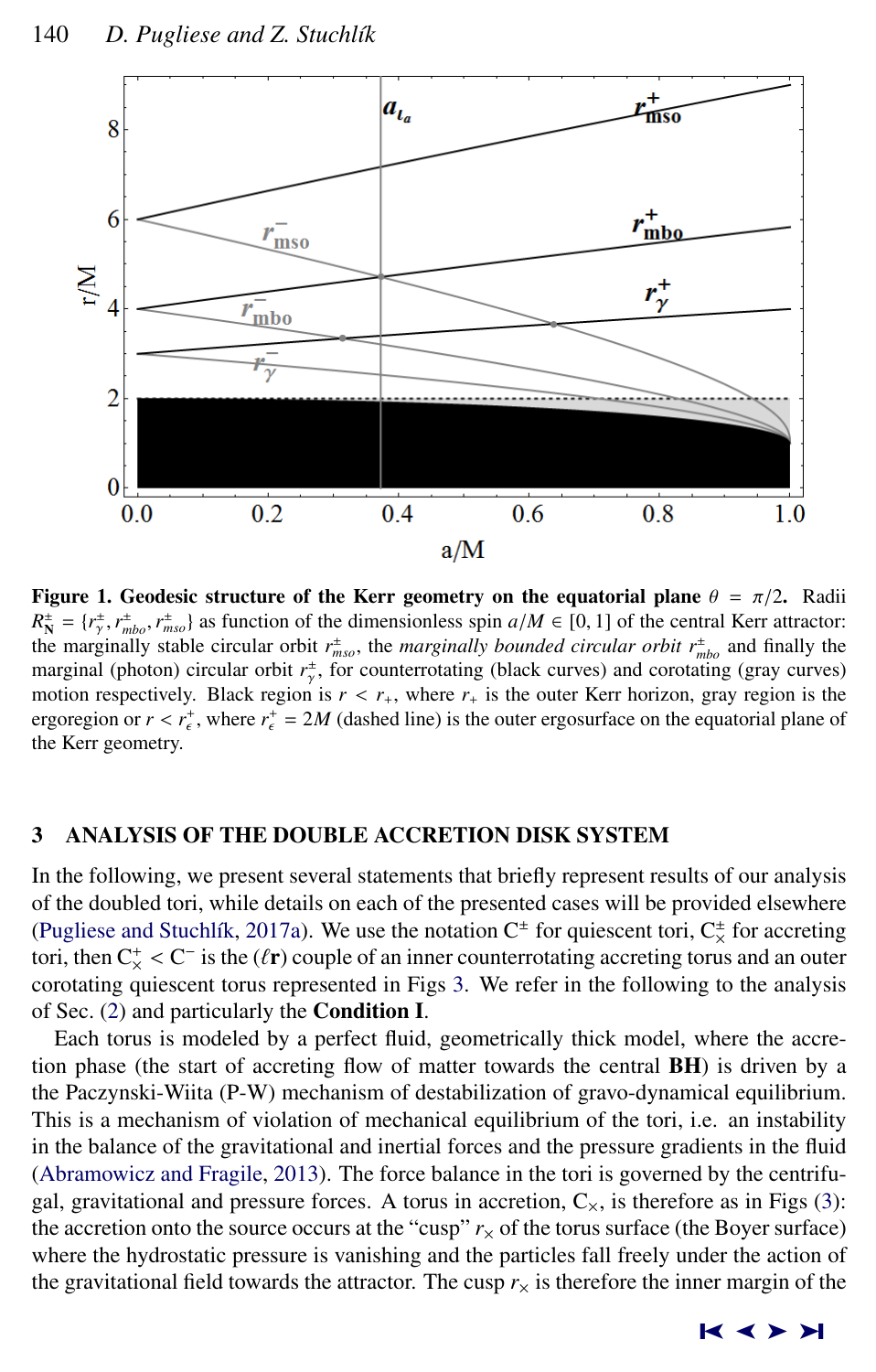**Figure 1. Geodesic structure of the Kerr geometry on the equatorial plane $\theta = \pi/2$.** Radii $R^{\pm}_{\mathbf{N}} = \{r^{\pm}_{\gamma}, r^{\pm}_{mbo}, r^{\pm}_{mso}\}$ as function of the dimensionless spin $a/M \in [0, 1]$ of the central Kerr attractor: the marginally stable circular orbit $r^{\pm}_{mso}$, the *marginally bounded circular orbit* $r^{\pm}_{mbo}$ and finally the marginal (photon) circular orbit $r^{\pm}_{\gamma}$, for counterrotating (black curves) and corotating (gray curves) motion respectively. Black region is $r < r_{+}$, where $r_{+}$ is the outer Kerr horizon, gray region is the ergoregion or $r < r^{+}_{\epsilon}$, where $r^{+}_{\epsilon} = 2M$ (dashed line) is the outer ergosurface on the equatorial plane of the Kerr geometry.

## 3 ANALYSIS OF THE DOUBLE ACCRETION DISK SYSTEM

In the following, we present several statements that briefly represent results of our analysis of the doubled tori, while details on each of the presented cases will be provided elsewhere (Pugliese and Stuchlík, 2017a). We use the notation $C^{\pm}$ for quiescent tori, $C^{\pm}_{\times}$ for accreting tori, then $C^{+}_{\times} < C^{-}$ is the $(\ell\mathbf{r})$ couple of an inner counterrotating accreting torus and an outer corotating quiescent torus represented in Figs 3. We refer in the following to the analysis of Sec. (2) and particularly the **Condition I**.

Each torus is modeled by a perfect fluid, geometrically thick model, where the accretion phase (the start of accreting flow of matter towards the central **BH**) is driven by a the Paczynski-Wiita (P-W) mechanism of destabilization of gravo-dynamical equilibrium. This is a mechanism of violation of mechanical equilibrium of the tori, i.e. an instability in the balance of the gravitational and inertial forces and the pressure gradients in the fluid (Abramowicz and Fragile, 2013). The force balance in the tori is governed by the centrifugal, gravitational and pressure forces. A torus in accretion, $C_{\times}$, is therefore as in Figs (3): the accretion onto the source occurs at the "cusp" $r_{\times}$ of the torus surface (the Boyer surface) where the hydrostatic pressure is vanishing and the particles fall freely under the action of the gravitational field towards the attractor. The cusp $r_{\times}$ is therefore the inner margin of the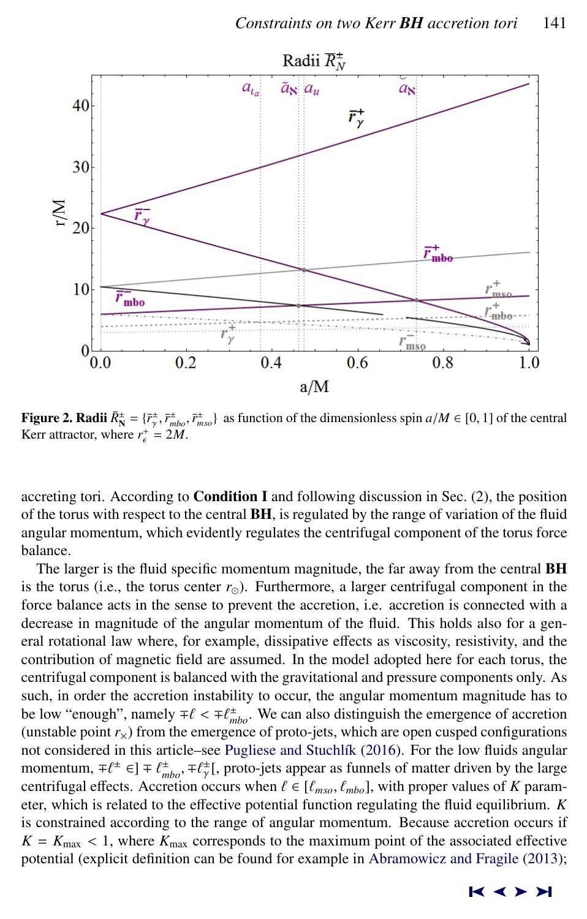**Figure 2.** **Radii** $\bar{R}_{\mathrm{N}}^{\pm} = \{\bar{r}_{\gamma}^{\pm}, \bar{r}_{mbo}^{\pm}, \bar{r}_{mso}^{\pm}\}$ as function of the dimensionless spin $a/M \in [0, 1]$ of the central Kerr attractor, where $r_{\epsilon}^{+} = 2M$.

accreting tori. According to **Condition I** and following discussion in Sec. (2), the position of the torus with respect to the central **BH**, is regulated by the range of variation of the fluid angular momentum, which evidently regulates the centrifugal component of the torus force balance.

The larger is the fluid specific momentum magnitude, the far away from the central **BH** is the torus (i.e., the torus center $r_{\odot}$). Furthermore, a larger centrifugal component in the force balance acts in the sense to prevent the accretion, i.e. accretion is connected with a decrease in magnitude of the angular momentum of the fluid. This holds also for a general rotational law where, for example, dissipative effects as viscosity, resistivity, and the contribution of magnetic field are assumed. In the model adopted here for each torus, the centrifugal component is balanced with the gravitational and pressure components only. As such, in order the accretion instability to occur, the angular momentum magnitude has to be low "enough", namely $\mp\ell < \mp\ell_{mbo}^{\pm}$. We can also distinguish the emergence of accretion (unstable point $r_{\times}$) from the emergence of proto-jets, which are open cusped configurations not considered in this article–see Pugliese and Stuchlík (2016). For the low fluids angular momentum, $\mp\ell^{\pm} \in ]\mp\ell_{mbo}^{\pm}, \mp\ell_{\gamma}^{\pm}[$, proto-jets appear as funnels of matter driven by the large centrifugal effects. Accretion occurs when $\ell \in [\ell_{mso}, \ell_{mbo}]$, with proper values of $K$ parameter, which is related to the effective potential function regulating the fluid equilibrium. $K$ is constrained according to the range of angular momentum. Because accretion occurs if $K = K_{\max} < 1$, where $K_{\max}$ corresponds to the maximum point of the associated effective potential (explicit definition can be found for example in Abramowicz and Fragile (2013);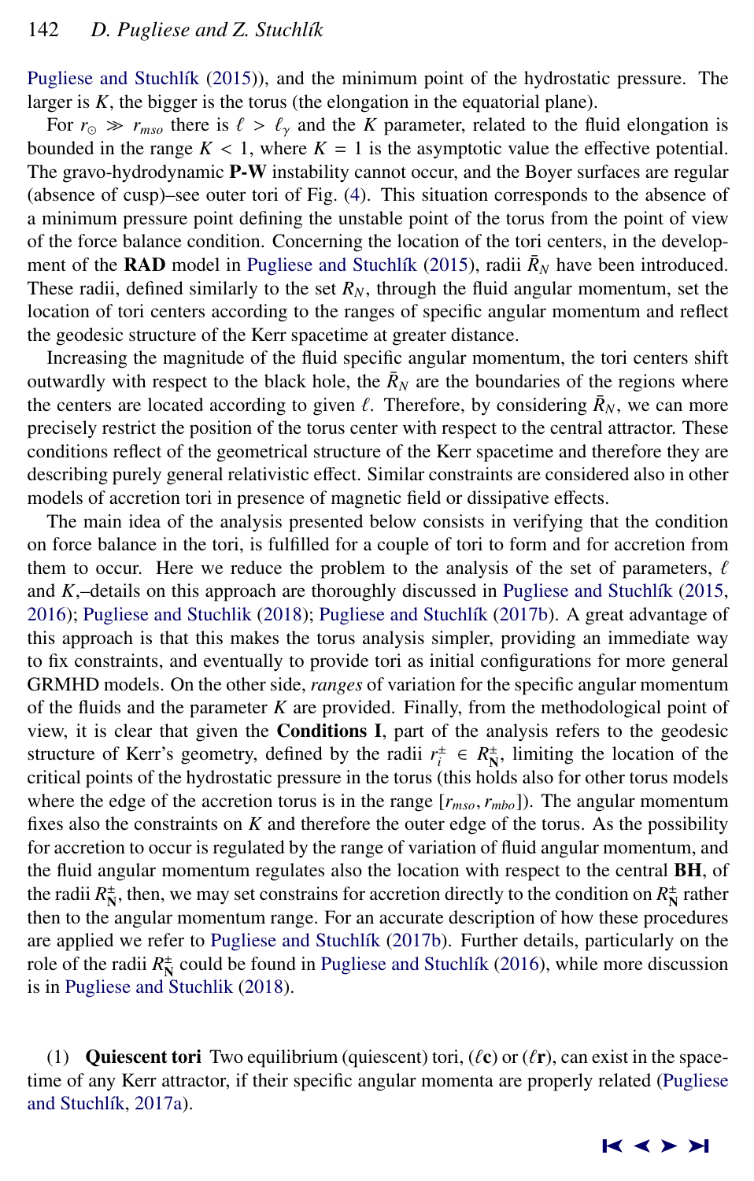Pugliese and Stuchlík (2015)), and the minimum point of the hydrostatic pressure. The larger is $K$, the bigger is the torus (the elongation in the equatorial plane).

For $r_{\odot} \gg r_{mso}$ there is $\ell > \ell_{\gamma}$ and the $K$ parameter, related to the fluid elongation is bounded in the range $K < 1$, where $K = 1$ is the asymptotic value the effective potential. The gravo-hydrodynamic **P-W** instability cannot occur, and the Boyer surfaces are regular (absence of cusp)–see outer tori of Fig. (4). This situation corresponds to the absence of a minimum pressure point defining the unstable point of the torus from the point of view of the force balance condition. Concerning the location of the tori centers, in the development of the **RAD** model in Pugliese and Stuchlík (2015), radii $\bar{R}_N$ have been introduced. These radii, defined similarly to the set $R_N$, through the fluid angular momentum, set the location of tori centers according to the ranges of specific angular momentum and reflect the geodesic structure of the Kerr spacetime at greater distance.

Increasing the magnitude of the fluid specific angular momentum, the tori centers shift outwardly with respect to the black hole, the $\bar{R}_N$ are the boundaries of the regions where the centers are located according to given $\ell$. Therefore, by considering $\bar{R}_N$, we can more precisely restrict the position of the torus center with respect to the central attractor. These conditions reflect of the geometrical structure of the Kerr spacetime and therefore they are describing purely general relativistic effect. Similar constraints are considered also in other models of accretion tori in presence of magnetic field or dissipative effects.

The main idea of the analysis presented below consists in verifying that the condition on force balance in the tori, is fulfilled for a couple of tori to form and for accretion from them to occur. Here we reduce the problem to the analysis of the set of parameters, $\ell$ and $K$,–details on this approach are thoroughly discussed in Pugliese and Stuchlík (2015, 2016); Pugliese and Stuchlik (2018); Pugliese and Stuchlík (2017b). A great advantage of this approach is that this makes the torus analysis simpler, providing an immediate way to fix constraints, and eventually to provide tori as initial configurations for more general GRMHD models. On the other side, *ranges* of variation for the specific angular momentum of the fluids and the parameter $K$ are provided. Finally, from the methodological point of view, it is clear that given the **Conditions I**, part of the analysis refers to the geodesic structure of Kerr's geometry, defined by the radii $r_i^{\pm} \in R_{\mathbf{N}}^{\pm}$, limiting the location of the critical points of the hydrostatic pressure in the torus (this holds also for other torus models where the edge of the accretion torus is in the range $[r_{mso}, r_{mbo}]$). The angular momentum fixes also the constraints on $K$ and therefore the outer edge of the torus. As the possibility for accretion to occur is regulated by the range of variation of fluid angular momentum, and the fluid angular momentum regulates also the location with respect to the central **BH**, of the radii $R_{\mathbf{N}}^{\pm}$, then, we may set constrains for accretion directly to the condition on $R_{\mathbf{N}}^{\pm}$ rather then to the angular momentum range. For an accurate description of how these procedures are applied we refer to Pugliese and Stuchlík (2017b). Further details, particularly on the role of the radii $R_{\mathbf{N}}^{\pm}$ could be found in Pugliese and Stuchlík (2016), while more discussion is in Pugliese and Stuchlik (2018).

(1) **Quiescent tori** Two equilibrium (quiescent) tori, ($\ell$**c**) or ($\ell$**r**), can exist in the spacetime of any Kerr attractor, if their specific angular momenta are properly related (Pugliese and Stuchlík, 2017a).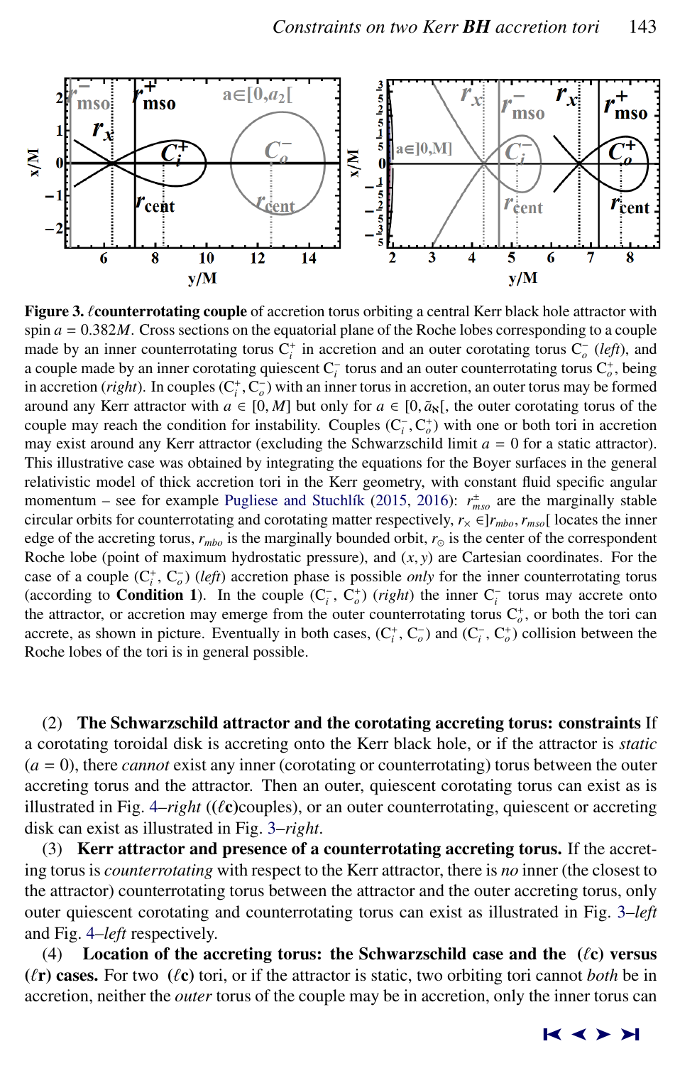**Figure 3.** $\ell$**counterrotating couple** of accretion torus orbiting a central Kerr black hole attractor with spin $a = 0.382M$. Cross sections on the equatorial plane of the Roche lobes corresponding to a couple made by an inner counterrotating torus $C_i^+$ in accretion and an outer corotating torus $C_o^-$ (*left*), and a couple made by an inner corotating quiescent $C_i^-$ torus and an outer counterrotating torus $C_o^+$, being in accretion (*right*). In couples $(C_i^+, C_o^-)$ with an inner torus in accretion, an outer torus may be formed around any Kerr attractor with $a \in [0, M]$ but only for $a \in [0, \tilde{a}_{\aleph}[$, the outer corotating torus of the couple may reach the condition for instability. Couples $(C_i^-, C_o^+)$ with one or both tori in accretion may exist around any Kerr attractor (excluding the Schwarzschild limit $a = 0$ for a static attractor). This illustrative case was obtained by integrating the equations for the Boyer surfaces in the general relativistic model of thick accretion tori in the Kerr geometry, with constant fluid specific angular momentum – see for example Pugliese and Stuchlík (2015, 2016): $r_{mso}^{\pm}$ are the marginally stable circular orbits for counterrotating and corotating matter respectively, $r_\times \in ]r_{mbo}, r_{mso}[$ locates the inner edge of the accreting torus, $r_{mbo}$ is the marginally bounded orbit, $r_\odot$ is the center of the correspondent Roche lobe (point of maximum hydrostatic pressure), and $(x, y)$ are Cartesian coordinates. For the case of a couple $(C_i^+, C_o^-)$ (*left*) accretion phase is possible *only* for the inner counterrotating torus (according to **Condition 1**). In the couple $(C_i^-, C_o^+)$ (*right*) the inner $C_i^-$ torus may accrete onto the attractor, or accretion may emerge from the outer counterrotating torus $C_o^+$, or both the tori can accrete, as shown in picture. Eventually in both cases, $(C_i^+, C_o^-)$ and $(C_i^-, C_o^+)$ collision between the Roche lobes of the tori is in general possible.

(2) **The Schwarzschild attractor and the corotating accreting torus: constraints** If a corotating toroidal disk is accreting onto the Kerr black hole, or if the attractor is *static* ($a = 0$), there *cannot* exist any inner (corotating or counterrotating) torus between the outer accreting torus and the attractor. Then an outer, quiescent corotating torus can exist as is illustrated in Fig. 4–*right* (($\ell$**c**)couples), or an outer counterrotating, quiescent or accreting disk can exist as illustrated in Fig. 3–*right*.

(3) **Kerr attractor and presence of a counterrotating accreting torus.** If the accreting torus is *counterrotating* with respect to the Kerr attractor, there is *no* inner (the closest to the attractor) counterrotating torus between the attractor and the outer accreting torus, only outer quiescent corotating and counterrotating torus can exist as illustrated in Fig. 3–*left* and Fig. 4–*left* respectively.

(4) **Location of the accreting torus: the Schwarzschild case and the ($\ell$c) versus ($\ell$r) cases.** For two ($\ell$**c**) tori, or if the attractor is static, two orbiting tori cannot *both* be in accretion, neither the *outer* torus of the couple may be in accretion, only the inner torus can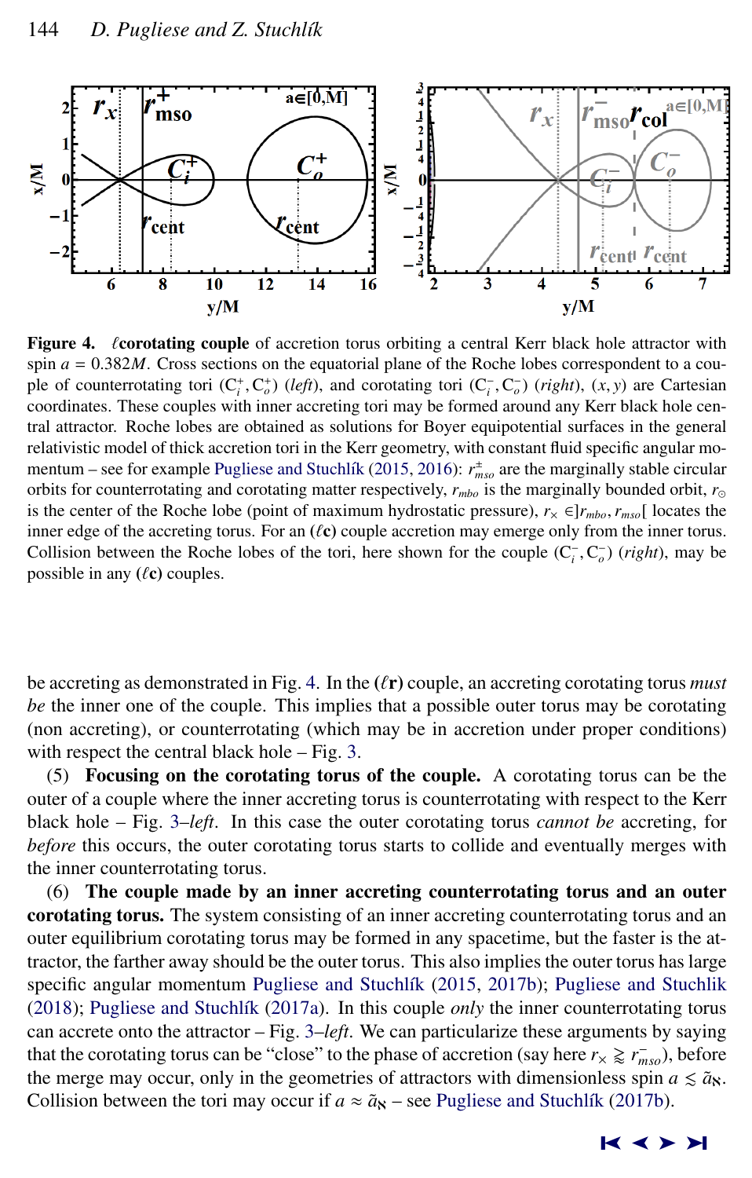**Figure 4.** $\ell$**corotating couple** of accretion torus orbiting a central Kerr black hole attractor with spin $a = 0.382M$. Cross sections on the equatorial plane of the Roche lobes correspondent to a couple of counterrotating tori $(C_i^+, C_o^+)$ (*left*), and corotating tori $(C_i^-, C_o^-)$ (*right*), $(x, y)$ are Cartesian coordinates. These couples with inner accreting tori may be formed around any Kerr black hole central attractor. Roche lobes are obtained as solutions for Boyer equipotential surfaces in the general relativistic model of thick accretion tori in the Kerr geometry, with constant fluid specific angular momentum – see for example Pugliese and Stuchlík (2015, 2016): $r_{mso}^{\pm}$ are the marginally stable circular orbits for counterrotating and corotating matter respectively, $r_{mbo}$ is the marginally bounded orbit, $r_{\odot}$ is the center of the Roche lobe (point of maximum hydrostatic pressure), $r_{\times} \in ]r_{mbo}, r_{mso}[$ locates the inner edge of the accreting torus. For an **($\ell$c)** couple accretion may emerge only from the inner torus. Collision between the Roche lobes of the tori, here shown for the couple $(C_i^-, C_o^-)$ (*right*), may be possible in any **($\ell$c)** couples.

be accreting as demonstrated in Fig. 4. In the **($\ell$r)** couple, an accreting corotating torus *must be* the inner one of the couple. This implies that a possible outer torus may be corotating (non accreting), or counterrotating (which may be in accretion under proper conditions) with respect the central black hole – Fig. 3.

(5) **Focusing on the corotating torus of the couple.** A corotating torus can be the outer of a couple where the inner accreting torus is counterrotating with respect to the Kerr black hole – Fig. 3–*left*. In this case the outer corotating torus *cannot be* accreting, for *before* this occurs, the outer corotating torus starts to collide and eventually merges with the inner counterrotating torus.

(6) **The couple made by an inner accreting counterrotating torus and an outer corotating torus.** The system consisting of an inner accreting counterrotating torus and an outer equilibrium corotating torus may be formed in any spacetime, but the faster is the attractor, the farther away should be the outer torus. This also implies the outer torus has large specific angular momentum Pugliese and Stuchlík (2015, 2017b); Pugliese and Stuchlik (2018); Pugliese and Stuchlík (2017a). In this couple *only* the inner counterrotating torus can accrete onto the attractor – Fig. 3–*left*. We can particularize these arguments by saying that the corotating torus can be "close" to the phase of accretion (say here $r_{\times} \gtrapprox r_{mso}^{-}$), before the merge may occur, only in the geometries of attractors with dimensionless spin $a \lesssim \tilde{a}_{\aleph}$. Collision between the tori may occur if $a \approx \tilde{a}_{\aleph}$ – see Pugliese and Stuchlík (2017b).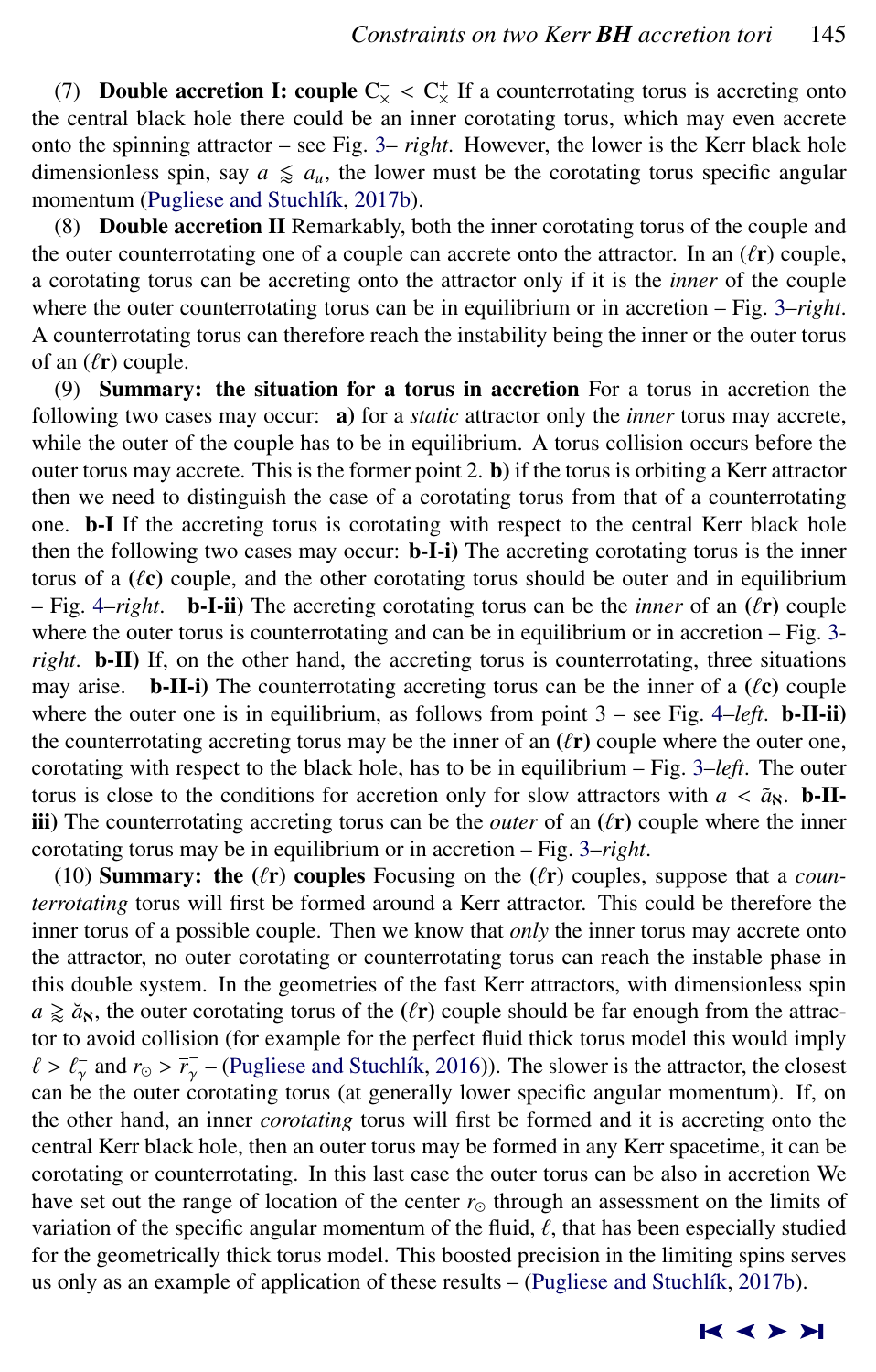(7) **Double accretion I: couple** $C_\times^- < C_\times^+$ If a counterrotating torus is accreting onto the central black hole there could be an inner corotating torus, which may even accrete onto the spinning attractor – see Fig. 3– *right*. However, the lower is the Kerr black hole dimensionless spin, say $a \lessgtr a_u$, the lower must be the corotating torus specific angular momentum (Pugliese and Stuchlík, 2017b).

(8) **Double accretion II** Remarkably, both the inner corotating torus of the couple and the outer counterrotating one of a couple can accrete onto the attractor. In an $(\ell\mathbf{r})$ couple, a corotating torus can be accreting onto the attractor only if it is the *inner* of the couple where the outer counterrotating torus can be in equilibrium or in accretion – Fig. 3–*right*. A counterrotating torus can therefore reach the instability being the inner or the outer torus of an $(\ell\mathbf{r})$ couple.

(9) **Summary: the situation for a torus in accretion** For a torus in accretion the following two cases may occur: **a)** for a *static* attractor only the *inner* torus may accrete, while the outer of the couple has to be in equilibrium. A torus collision occurs before the outer torus may accrete. This is the former point 2. **b)** if the torus is orbiting a Kerr attractor then we need to distinguish the case of a corotating torus from that of a counterrotating one. **b-I** If the accreting torus is corotating with respect to the central Kerr black hole then the following two cases may occur: **b-I-i)** The accreting corotating torus is the inner torus of a $(\ell\mathbf{c})$ couple, and the other corotating torus should be outer and in equilibrium – Fig. 4–*right*. **b-I-ii)** The accreting corotating torus can be the *inner* of an $(\ell\mathbf{r})$ couple where the outer torus is counterrotating and can be in equilibrium or in accretion – Fig. 3-*right*. **b-II)** If, on the other hand, the accreting torus is counterrotating, three situations may arise. **b-II-i)** The counterrotating accreting torus can be the inner of a $(\ell\mathbf{c})$ couple where the outer one is in equilibrium, as follows from point 3 – see Fig. 4–*left*. **b-II-ii)** the counterrotating accreting torus may be the inner of an $(\ell\mathbf{r})$ couple where the outer one, corotating with respect to the black hole, has to be in equilibrium – Fig. 3–*left*. The outer torus is close to the conditions for accretion only for slow attractors with $a < \tilde{a}_\aleph$. **b-II-iii)** The counterrotating accreting torus can be the *outer* of an $(\ell\mathbf{r})$ couple where the inner corotating torus may be in equilibrium or in accretion – Fig. 3–*right*.

(10) **Summary: the $(\ell\mathbf{r})$ couples** Focusing on the $(\ell\mathbf{r})$ couples, suppose that a *counterrotating* torus will first be formed around a Kerr attractor. This could be therefore the inner torus of a possible couple. Then we know that *only* the inner torus may accrete onto the attractor, no outer corotating or counterrotating torus can reach the instable phase in this double system. In the geometries of the fast Kerr attractors, with dimensionless spin $a \gtrless \breve{a}_\aleph$, the outer corotating torus of the $(\ell\mathbf{r})$ couple should be far enough from the attractor to avoid collision (for example for the perfect fluid thick torus model this would imply $\ell > \ell_\gamma^-$ and $r_\odot > \overline{r}_\gamma^-$ – (Pugliese and Stuchlík, 2016)). The slower is the attractor, the closest can be the outer corotating torus (at generally lower specific angular momentum). If, on the other hand, an inner *corotating* torus will first be formed and it is accreting onto the central Kerr black hole, then an outer torus may be formed in any Kerr spacetime, it can be corotating or counterrotating. In this last case the outer torus can be also in accretion We have set out the range of location of the center $r_\odot$ through an assessment on the limits of variation of the specific angular momentum of the fluid, $\ell$, that has been especially studied for the geometrically thick torus model. This boosted precision in the limiting spins serves us only as an example of application of these results – (Pugliese and Stuchlík, 2017b).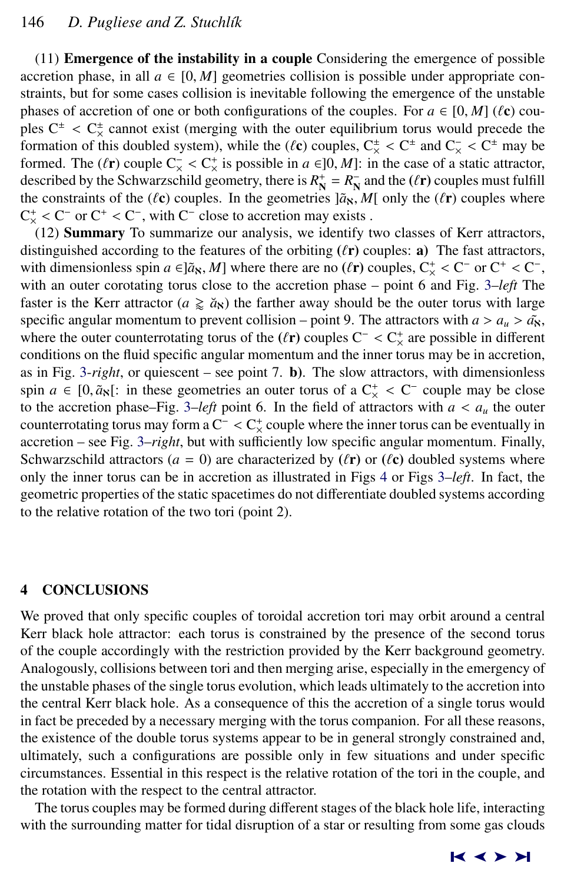(11) **Emergence of the instability in a couple** Considering the emergence of possible accretion phase, in all $a \in [0, M]$ geometries collision is possible under appropriate constraints, but for some cases collision is inevitable following the emergence of the unstable phases of accretion of one or both configurations of the couples. For $a \in [0, M]$ ($\ell$**c**) couples $C^{\pm} < C_{\times}^{\pm}$ cannot exist (merging with the outer equilibrium torus would precede the formation of this doubled system), while the ($\ell$**c**) couples, $C_{\times}^{\pm} < C^{\pm}$ and $C_{\times}^{-} < C^{\pm}$ may be formed. The ($\ell$**r**) couple $C_{\times}^{-} < C_{\times}^{+}$ is possible in $a \in ]0, M]$: in the case of a static attractor, described by the Schwarzschild geometry, there is $R_{\mathbf{N}}^{+} = R_{\mathbf{N}}^{-}$ and the **(**$\ell$**r)** couples must fulfill the constraints of the ($\ell$**c**) couples. In the geometries $]\tilde{a}_{\aleph}, M[$ only the ($\ell$**r**) couples where $C_{\times}^{+} < C^{-}$ or $C^{+} < C^{-}$, with $C^{-}$ close to accretion may exists .

(12) **Summary** To summarize our analysis, we identify two classes of Kerr attractors, distinguished according to the features of the orbiting ($\ell$**r**) couples: **a)** The fast attractors, with dimensionless spin $a \in ]\tilde{a}_{\aleph}, M]$ where there are no **(**$\ell$**r)** couples, $C_{\times}^{+} < C^{-}$ or $C^{+} < C^{-}$, with an outer corotating torus close to the accretion phase – point 6 and Fig. 3–*left* The faster is the Kerr attractor ($a \gtrapprox \breve{a}_{\aleph}$) the farther away should be the outer torus with large specific angular momentum to prevent collision – point 9. The attractors with $a > a_u > \tilde{a}_{\aleph}$, where the outer counterrotating torus of the **(**$\ell$**r)** couples $C^{-} < C_{\times}^{+}$ are possible in different conditions on the fluid specific angular momentum and the inner torus may be in accretion, as in Fig. 3-*right*, or quiescent – see point 7. **b)**. The slow attractors, with dimensionless spin $a \in [0, \tilde{a}_{\aleph}[$: in these geometries an outer torus of a $C_{\times}^{+} < C^{-}$ couple may be close to the accretion phase–Fig. 3–*left* point 6. In the field of attractors with $a < a_u$ the outer counterrotating torus may form a $C^{-} < C_{\times}^{+}$ couple where the inner torus can be eventually in accretion – see Fig. 3–*right*, but with sufficiently low specific angular momentum. Finally, Schwarzschild attractors ($a = 0$) are characterized by **(**$\ell$**r)** or **(**$\ell$**c)** doubled systems where only the inner torus can be in accretion as illustrated in Figs 4 or Figs 3–*left*. In fact, the geometric properties of the static spacetimes do not differentiate doubled systems according to the relative rotation of the two tori (point 2).

## 4 CONCLUSIONS

We proved that only specific couples of toroidal accretion tori may orbit around a central Kerr black hole attractor: each torus is constrained by the presence of the second torus of the couple accordingly with the restriction provided by the Kerr background geometry. Analogously, collisions between tori and then merging arise, especially in the emergency of the unstable phases of the single torus evolution, which leads ultimately to the accretion into the central Kerr black hole. As a consequence of this the accretion of a single torus would in fact be preceded by a necessary merging with the torus companion. For all these reasons, the existence of the double torus systems appear to be in general strongly constrained and, ultimately, such a configurations are possible only in few situations and under specific circumstances. Essential in this respect is the relative rotation of the tori in the couple, and the rotation with the respect to the central attractor.

The torus couples may be formed during different stages of the black hole life, interacting with the surrounding matter for tidal disruption of a star or resulting from some gas clouds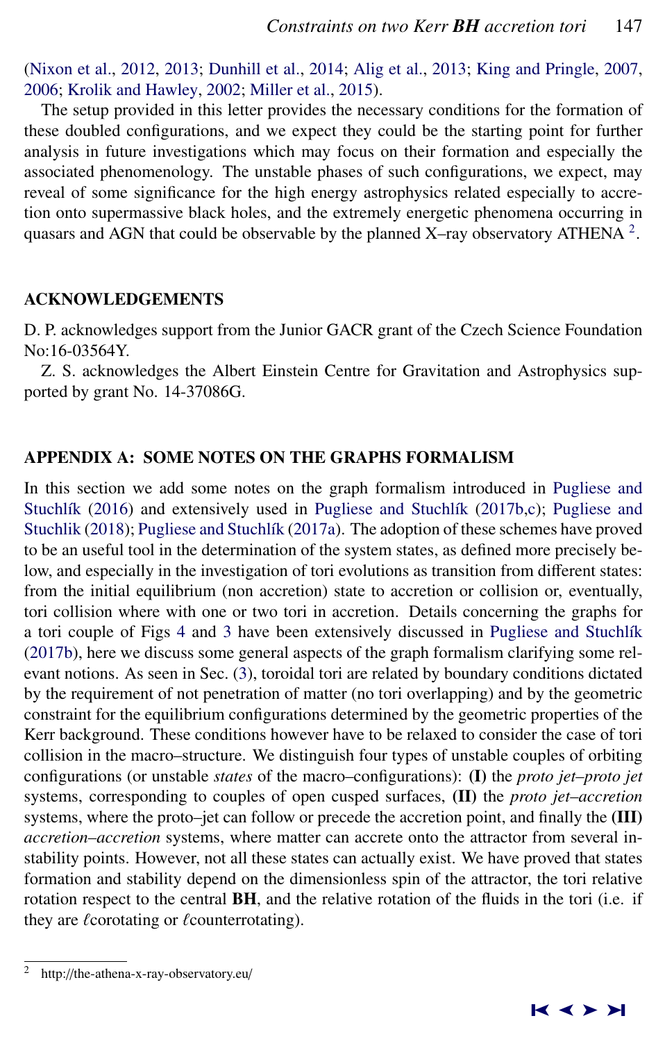(Nixon et al., 2012, 2013; Dunhill et al., 2014; Alig et al., 2013; King and Pringle, 2007, 2006; Krolik and Hawley, 2002; Miller et al., 2015).

The setup provided in this letter provides the necessary conditions for the formation of these doubled configurations, and we expect they could be the starting point for further analysis in future investigations which may focus on their formation and especially the associated phenomenology. The unstable phases of such configurations, we expect, may reveal of some significance for the high energy astrophysics related especially to accretion onto supermassive black holes, and the extremely energetic phenomena occurring in quasars and AGN that could be observable by the planned X–ray observatory ATHENA [2].

## ACKNOWLEDGEMENTS

D. P. acknowledges support from the Junior GACR grant of the Czech Science Foundation No:16-03564Y.

Z. S. acknowledges the Albert Einstein Centre for Gravitation and Astrophysics supported by grant No. 14-37086G.

## APPENDIX A: SOME NOTES ON THE GRAPHS FORMALISM

In this section we add some notes on the graph formalism introduced in Pugliese and Stuchlík (2016) and extensively used in Pugliese and Stuchlík (2017b,c); Pugliese and Stuchlik (2018); Pugliese and Stuchlík (2017a). The adoption of these schemes have proved to be an useful tool in the determination of the system states, as defined more precisely below, and especially in the investigation of tori evolutions as transition from different states: from the initial equilibrium (non accretion) state to accretion or collision or, eventually, tori collision where with one or two tori in accretion. Details concerning the graphs for a tori couple of Figs 4 and 3 have been extensively discussed in Pugliese and Stuchlík (2017b), here we discuss some general aspects of the graph formalism clarifying some relevant notions. As seen in Sec. (3), toroidal tori are related by boundary conditions dictated by the requirement of not penetration of matter (no tori overlapping) and by the geometric constraint for the equilibrium configurations determined by the geometric properties of the Kerr background. These conditions however have to be relaxed to consider the case of tori collision in the macro–structure. We distinguish four types of unstable couples of orbiting configurations (or unstable *states* of the macro–configurations): **(I)** the *proto jet–proto jet* systems, corresponding to couples of open cusped surfaces, **(II)** the *proto jet–accretion* systems, where the proto–jet can follow or precede the accretion point, and finally the **(III)** *accretion–accretion* systems, where matter can accrete onto the attractor from several instability points. However, not all these states can actually exist. We have proved that states formation and stability depend on the dimensionless spin of the attractor, the tori relative rotation respect to the central **BH**, and the relative rotation of the fluids in the tori (i.e. if they are $\ell$corotating or $\ell$counterrotating).

---

[2] http://the-athena-x-ray-observatory.eu/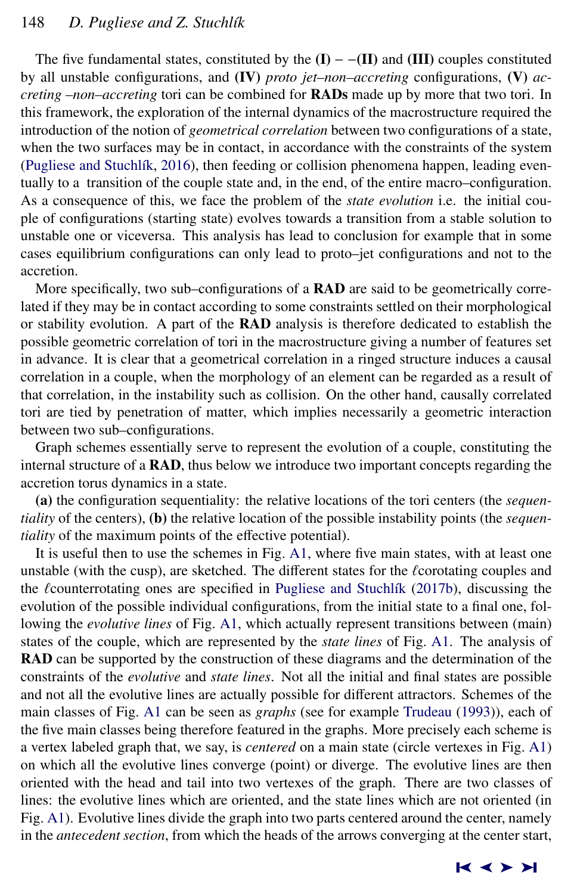The five fundamental states, constituted by the **(I)** $--$**(II)** and **(III)** couples constituted by all unstable configurations, and **(IV)** *proto jet–non–accreting* configurations, **(V)** *accreting –non–accreting* tori can be combined for **RADs** made up by more that two tori. In this framework, the exploration of the internal dynamics of the macrostructure required the introduction of the notion of *geometrical correlation* between two configurations of a state, when the two surfaces may be in contact, in accordance with the constraints of the system (Pugliese and Stuchlík, 2016), then feeding or collision phenomena happen, leading eventually to a transition of the couple state and, in the end, of the entire macro–configuration. As a consequence of this, we face the problem of the *state evolution* i.e. the initial couple of configurations (starting state) evolves towards a transition from a stable solution to unstable one or viceversa. This analysis has lead to conclusion for example that in some cases equilibrium configurations can only lead to proto–jet configurations and not to the accretion.

More specifically, two sub–configurations of a **RAD** are said to be geometrically correlated if they may be in contact according to some constraints settled on their morphological or stability evolution. A part of the **RAD** analysis is therefore dedicated to establish the possible geometric correlation of tori in the macrostructure giving a number of features set in advance. It is clear that a geometrical correlation in a ringed structure induces a causal correlation in a couple, when the morphology of an element can be regarded as a result of that correlation, in the instability such as collision. On the other hand, causally correlated tori are tied by penetration of matter, which implies necessarily a geometric interaction between two sub–configurations.

Graph schemes essentially serve to represent the evolution of a couple, constituting the internal structure of a **RAD**, thus below we introduce two important concepts regarding the accretion torus dynamics in a state.

**(a)** the configuration sequentiality: the relative locations of the tori centers (the *sequentiality* of the centers), **(b)** the relative location of the possible instability points (the *sequentiality* of the maximum points of the effective potential).

It is useful then to use the schemes in Fig. A1, where five main states, with at least one unstable (with the cusp), are sketched. The different states for the $\ell$corotating couples and the $\ell$counterrotating ones are specified in Pugliese and Stuchlík (2017b), discussing the evolution of the possible individual configurations, from the initial state to a final one, following the *evolutive lines* of Fig. A1, which actually represent transitions between (main) states of the couple, which are represented by the *state lines* of Fig. A1. The analysis of **RAD** can be supported by the construction of these diagrams and the determination of the constraints of the *evolutive* and *state lines*. Not all the initial and final states are possible and not all the evolutive lines are actually possible for different attractors. Schemes of the main classes of Fig. A1 can be seen as *graphs* (see for example Trudeau (1993)), each of the five main classes being therefore featured in the graphs. More precisely each scheme is a vertex labeled graph that, we say, is *centered* on a main state (circle vertexes in Fig. A1) on which all the evolutive lines converge (point) or diverge. The evolutive lines are then oriented with the head and tail into two vertexes of the graph. There are two classes of lines: the evolutive lines which are oriented, and the state lines which are not oriented (in Fig. A1). Evolutive lines divide the graph into two parts centered around the center, namely in the *antecedent section*, from which the heads of the arrows converging at the center start,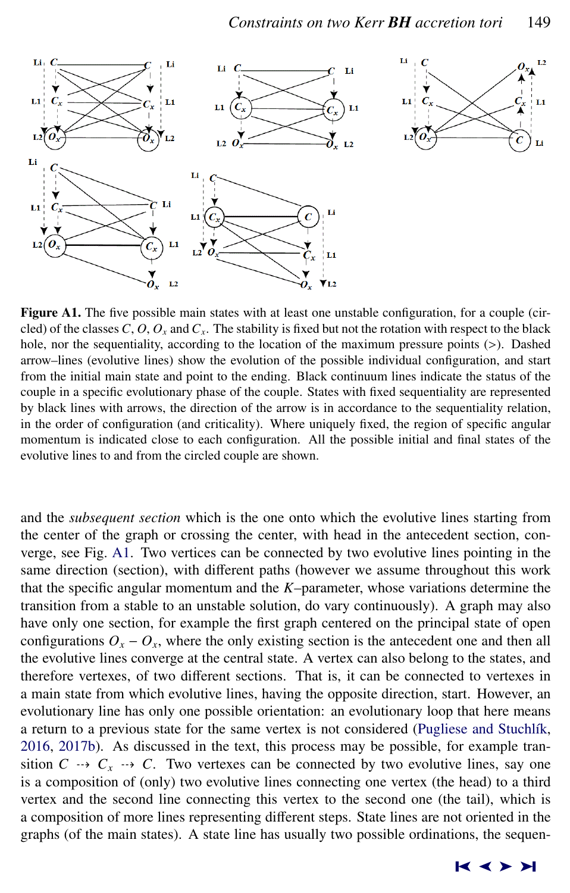**Figure A1.** The five possible main states with at least one unstable configuration, for a couple (circled) of the classes $C$, $O$, $O_x$ and $C_x$. The stability is fixed but not the rotation with respect to the black hole, nor the sequentiality, according to the location of the maximum pressure points (>). Dashed arrow–lines (evolutive lines) show the evolution of the possible individual configuration, and start from the initial main state and point to the ending. Black continuum lines indicate the status of the couple in a specific evolutionary phase of the couple. States with fixed sequentiality are represented by black lines with arrows, the direction of the arrow is in accordance to the sequentiality relation, in the order of configuration (and criticality). Where uniquely fixed, the region of specific angular momentum is indicated close to each configuration. All the possible initial and final states of the evolutive lines to and from the circled couple are shown.

and the *subsequent section* which is the one onto which the evolutive lines starting from the center of the graph or crossing the center, with head in the antecedent section, converge, see Fig. A1. Two vertices can be connected by two evolutive lines pointing in the same direction (section), with different paths (however we assume throughout this work that the specific angular momentum and the $K$–parameter, whose variations determine the transition from a stable to an unstable solution, do vary continuously). A graph may also have only one section, for example the first graph centered on the principal state of open configurations $O_x - O_x$, where the only existing section is the antecedent one and then all the evolutive lines converge at the central state. A vertex can also belong to the states, and therefore vertexes, of two different sections. That is, it can be connected to vertexes in a main state from which evolutive lines, having the opposite direction, start. However, an evolutionary line has only one possible orientation: an evolutionary loop that here means a return to a previous state for the same vertex is not considered (Pugliese and Stuchlík, 2016, 2017b). As discussed in the text, this process may be possible, for example transition $C \dashrightarrow C_x \dashrightarrow C$. Two vertexes can be connected by two evolutive lines, say one is a composition of (only) two evolutive lines connecting one vertex (the head) to a third vertex and the second line connecting this vertex to the second one (the tail), which is a composition of more lines representing different steps. State lines are not oriented in the graphs (of the main states). A state line has usually two possible ordinations, the sequen-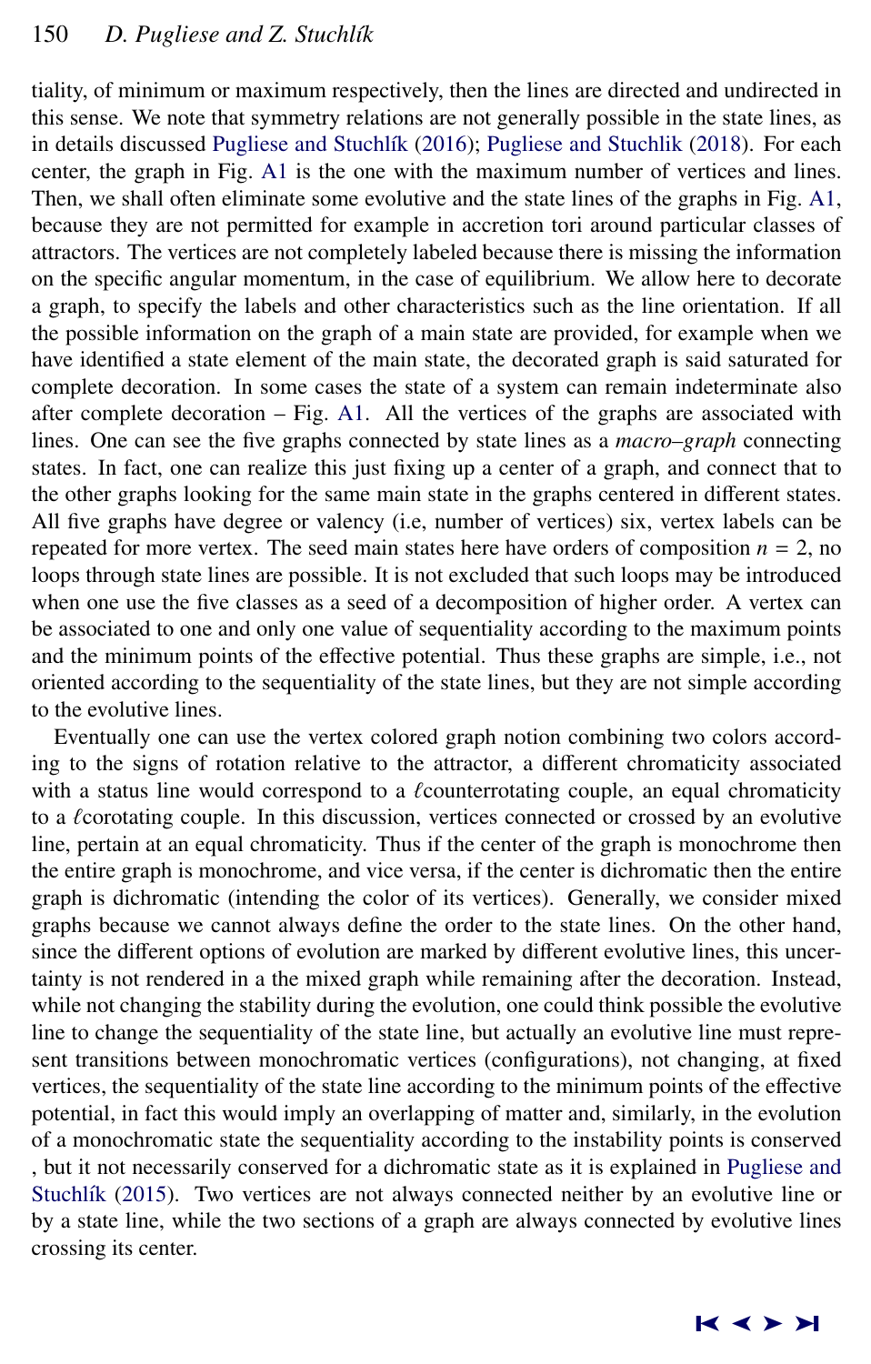tiality, of minimum or maximum respectively, then the lines are directed and undirected in this sense. We note that symmetry relations are not generally possible in the state lines, as in details discussed Pugliese and Stuchlík (2016); Pugliese and Stuchlik (2018). For each center, the graph in Fig. A1 is the one with the maximum number of vertices and lines. Then, we shall often eliminate some evolutive and the state lines of the graphs in Fig. A1, because they are not permitted for example in accretion tori around particular classes of attractors. The vertices are not completely labeled because there is missing the information on the specific angular momentum, in the case of equilibrium. We allow here to decorate a graph, to specify the labels and other characteristics such as the line orientation. If all the possible information on the graph of a main state are provided, for example when we have identified a state element of the main state, the decorated graph is said saturated for complete decoration. In some cases the state of a system can remain indeterminate also after complete decoration – Fig. A1. All the vertices of the graphs are associated with lines. One can see the five graphs connected by state lines as a *macro–graph* connecting states. In fact, one can realize this just fixing up a center of a graph, and connect that to the other graphs looking for the same main state in the graphs centered in different states. All five graphs have degree or valency (i.e, number of vertices) six, vertex labels can be repeated for more vertex. The seed main states here have orders of composition $n = 2$, no loops through state lines are possible. It is not excluded that such loops may be introduced when one use the five classes as a seed of a decomposition of higher order. A vertex can be associated to one and only one value of sequentiality according to the maximum points and the minimum points of the effective potential. Thus these graphs are simple, i.e., not oriented according to the sequentiality of the state lines, but they are not simple according to the evolutive lines.

Eventually one can use the vertex colored graph notion combining two colors according to the signs of rotation relative to the attractor, a different chromaticity associated with a status line would correspond to a $\ell$counterrotating couple, an equal chromaticity to a $\ell$corotating couple. In this discussion, vertices connected or crossed by an evolutive line, pertain at an equal chromaticity. Thus if the center of the graph is monochrome then the entire graph is monochrome, and vice versa, if the center is dichromatic then the entire graph is dichromatic (intending the color of its vertices). Generally, we consider mixed graphs because we cannot always define the order to the state lines. On the other hand, since the different options of evolution are marked by different evolutive lines, this uncertainty is not rendered in a the mixed graph while remaining after the decoration. Instead, while not changing the stability during the evolution, one could think possible the evolutive line to change the sequentiality of the state line, but actually an evolutive line must represent transitions between monochromatic vertices (configurations), not changing, at fixed vertices, the sequentiality of the state line according to the minimum points of the effective potential, in fact this would imply an overlapping of matter and, similarly, in the evolution of a monochromatic state the sequentiality according to the instability points is conserved , but it not necessarily conserved for a dichromatic state as it is explained in Pugliese and Stuchlík (2015). Two vertices are not always connected neither by an evolutive line or by a state line, while the two sections of a graph are always connected by evolutive lines crossing its center.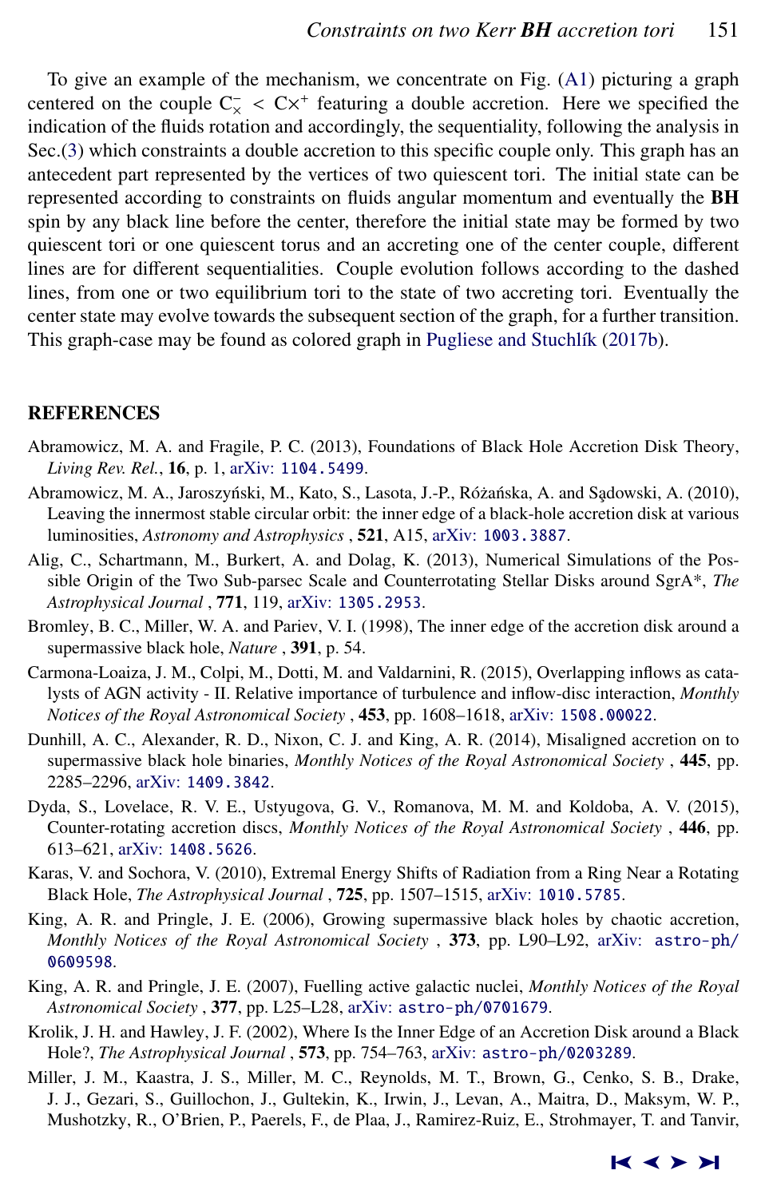To give an example of the mechanism, we concentrate on Fig. (A1) picturing a graph centered on the couple $C_\times^- < C\times^+$ featuring a double accretion. Here we specified the indication of the fluids rotation and accordingly, the sequentiality, following the analysis in Sec.(3) which constraints a double accretion to this specific couple only. This graph has an antecedent part represented by the vertices of two quiescent tori. The initial state can be represented according to constraints on fluids angular momentum and eventually the **BH** spin by any black line before the center, therefore the initial state may be formed by two quiescent tori or one quiescent torus and an accreting one of the center couple, different lines are for different sequentialities. Couple evolution follows according to the dashed lines, from one or two equilibrium tori to the state of two accreting tori. Eventually the center state may evolve towards the subsequent section of the graph, for a further transition. This graph-case may be found as colored graph in Pugliese and Stuchlík (2017b).

## REFERENCES

Abramowicz, M. A. and Fragile, P. C. (2013), Foundations of Black Hole Accretion Disk Theory, *Living Rev. Rel.*, **16**, p. 1, arXiv: 1104.5499.

Abramowicz, M. A., Jaroszyński, M., Kato, S., Lasota, J.-P., Różańska, A. and Sądowski, A. (2010), Leaving the innermost stable circular orbit: the inner edge of a black-hole accretion disk at various luminosities, *Astronomy and Astrophysics* , **521**, A15, arXiv: 1003.3887.

Alig, C., Schartmann, M., Burkert, A. and Dolag, K. (2013), Numerical Simulations of the Possible Origin of the Two Sub-parsec Scale and Counterrotating Stellar Disks around SgrA*, *The Astrophysical Journal* , **771**, 119, arXiv: 1305.2953.

Bromley, B. C., Miller, W. A. and Pariev, V. I. (1998), The inner edge of the accretion disk around a supermassive black hole, *Nature* , **391**, p. 54.

Carmona-Loaiza, J. M., Colpi, M., Dotti, M. and Valdarnini, R. (2015), Overlapping inflows as catalysts of AGN activity - II. Relative importance of turbulence and inflow-disc interaction, *Monthly Notices of the Royal Astronomical Society* , **453**, pp. 1608–1618, arXiv: 1508.00022.

Dunhill, A. C., Alexander, R. D., Nixon, C. J. and King, A. R. (2014), Misaligned accretion on to supermassive black hole binaries, *Monthly Notices of the Royal Astronomical Society* , **445**, pp. 2285–2296, arXiv: 1409.3842.

Dyda, S., Lovelace, R. V. E., Ustyugova, G. V., Romanova, M. M. and Koldoba, A. V. (2015), Counter-rotating accretion discs, *Monthly Notices of the Royal Astronomical Society* , **446**, pp. 613–621, arXiv: 1408.5626.

Karas, V. and Sochora, V. (2010), Extremal Energy Shifts of Radiation from a Ring Near a Rotating Black Hole, *The Astrophysical Journal* , **725**, pp. 1507–1515, arXiv: 1010.5785.

King, A. R. and Pringle, J. E. (2006), Growing supermassive black holes by chaotic accretion, *Monthly Notices of the Royal Astronomical Society* , **373**, pp. L90–L92, arXiv: astro-ph/0609598.

King, A. R. and Pringle, J. E. (2007), Fuelling active galactic nuclei, *Monthly Notices of the Royal Astronomical Society* , **377**, pp. L25–L28, arXiv: astro-ph/0701679.

Krolik, J. H. and Hawley, J. F. (2002), Where Is the Inner Edge of an Accretion Disk around a Black Hole?, *The Astrophysical Journal* , **573**, pp. 754–763, arXiv: astro-ph/0203289.

Miller, J. M., Kaastra, J. S., Miller, M. C., Reynolds, M. T., Brown, G., Cenko, S. B., Drake, J. J., Gezari, S., Guillochon, J., Gultekin, K., Irwin, J., Levan, A., Maitra, D., Maksym, W. P., Mushotzky, R., O'Brien, P., Paerels, F., de Plaa, J., Ramirez-Ruiz, E., Strohmayer, T. and Tanvir,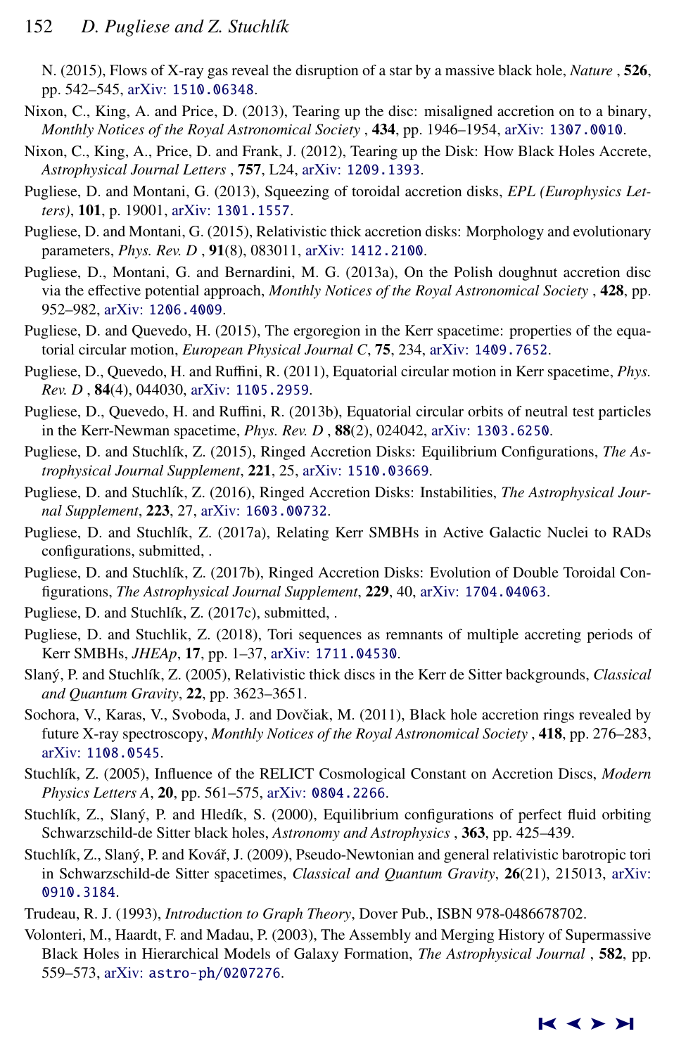N. (2015), Flows of X-ray gas reveal the disruption of a star by a massive black hole, *Nature* , **526**, pp. 542–545, arXiv: 1510.06348.

Nixon, C., King, A. and Price, D. (2013), Tearing up the disc: misaligned accretion on to a binary, *Monthly Notices of the Royal Astronomical Society* , **434**, pp. 1946–1954, arXiv: 1307.0010.

Nixon, C., King, A., Price, D. and Frank, J. (2012), Tearing up the Disk: How Black Holes Accrete, *Astrophysical Journal Letters* , **757**, L24, arXiv: 1209.1393.

Pugliese, D. and Montani, G. (2013), Squeezing of toroidal accretion disks, *EPL (Europhysics Letters)*, **101**, p. 19001, arXiv: 1301.1557.

Pugliese, D. and Montani, G. (2015), Relativistic thick accretion disks: Morphology and evolutionary parameters, *Phys. Rev. D* , **91**(8), 083011, arXiv: 1412.2100.

Pugliese, D., Montani, G. and Bernardini, M. G. (2013a), On the Polish doughnut accretion disc via the effective potential approach, *Monthly Notices of the Royal Astronomical Society* , **428**, pp. 952–982, arXiv: 1206.4009.

Pugliese, D. and Quevedo, H. (2015), The ergoregion in the Kerr spacetime: properties of the equatorial circular motion, *European Physical Journal C*, **75**, 234, arXiv: 1409.7652.

Pugliese, D., Quevedo, H. and Ruffini, R. (2011), Equatorial circular motion in Kerr spacetime, *Phys. Rev. D* , **84**(4), 044030, arXiv: 1105.2959.

Pugliese, D., Quevedo, H. and Ruffini, R. (2013b), Equatorial circular orbits of neutral test particles in the Kerr-Newman spacetime, *Phys. Rev. D* , **88**(2), 024042, arXiv: 1303.6250.

Pugliese, D. and Stuchlík, Z. (2015), Ringed Accretion Disks: Equilibrium Configurations, *The Astrophysical Journal Supplement*, **221**, 25, arXiv: 1510.03669.

Pugliese, D. and Stuchlík, Z. (2016), Ringed Accretion Disks: Instabilities, *The Astrophysical Journal Supplement*, **223**, 27, arXiv: 1603.00732.

Pugliese, D. and Stuchlík, Z. (2017a), Relating Kerr SMBHs in Active Galactic Nuclei to RADs configurations, submitted, .

Pugliese, D. and Stuchlík, Z. (2017b), Ringed Accretion Disks: Evolution of Double Toroidal Configurations, *The Astrophysical Journal Supplement*, **229**, 40, arXiv: 1704.04063.

Pugliese, D. and Stuchlík, Z. (2017c), submitted, .

Pugliese, D. and Stuchlik, Z. (2018), Tori sequences as remnants of multiple accreting periods of Kerr SMBHs, *JHEAp*, **17**, pp. 1–37, arXiv: 1711.04530.

Slaný, P. and Stuchlík, Z. (2005), Relativistic thick discs in the Kerr de Sitter backgrounds, *Classical and Quantum Gravity*, **22**, pp. 3623–3651.

Sochora, V., Karas, V., Svoboda, J. and Dovčiak, M. (2011), Black hole accretion rings revealed by future X-ray spectroscopy, *Monthly Notices of the Royal Astronomical Society* , **418**, pp. 276–283, arXiv: 1108.0545.

Stuchlík, Z. (2005), Influence of the RELICT Cosmological Constant on Accretion Discs, *Modern Physics Letters A*, **20**, pp. 561–575, arXiv: 0804.2266.

Stuchlík, Z., Slaný, P. and Hledík, S. (2000), Equilibrium configurations of perfect fluid orbiting Schwarzschild-de Sitter black holes, *Astronomy and Astrophysics* , **363**, pp. 425–439.

Stuchlík, Z., Slaný, P. and Kovář, J. (2009), Pseudo-Newtonian and general relativistic barotropic tori in Schwarzschild-de Sitter spacetimes, *Classical and Quantum Gravity*, **26**(21), 215013, arXiv: 0910.3184.

Trudeau, R. J. (1993), *Introduction to Graph Theory*, Dover Pub., ISBN 978-0486678702.

Volonteri, M., Haardt, F. and Madau, P. (2003), The Assembly and Merging History of Supermassive Black Holes in Hierarchical Models of Galaxy Formation, *The Astrophysical Journal* , **582**, pp. 559–573, arXiv: astro-ph/0207276.